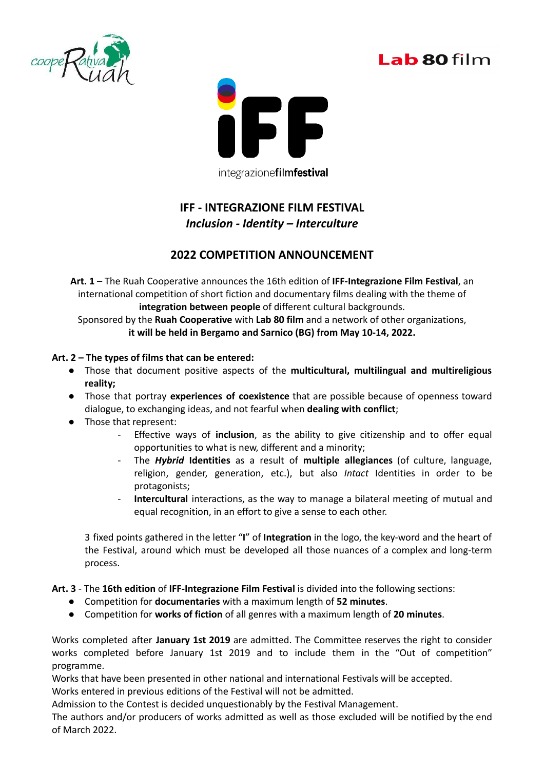# IFF - INTEGRAZIONE FILM FESTIVAL

***Inclusion - Identity – Interculture***

## 2022 COMPETITION ANNOUNCEMENT

**Art. 1** – The Ruah Cooperative announces the 16th edition of **IFF-Integrazione Film Festival**, an international competition of short fiction and documentary films dealing with the theme of **integration between people** of different cultural backgrounds.
Sponsored by the **Ruah Cooperative** with **Lab 80 film** and a network of other organizations, **it will be held in Bergamo and Sarnico (BG) from May 10-14, 2022.**

**Art. 2 – The types of films that can be entered:**

- Those that document positive aspects of the **multicultural, multilingual and multireligious reality;**
- Those that portray **experiences of coexistence** that are possible because of openness toward dialogue, to exchanging ideas, and not fearful when **dealing with conflict**;
- Those that represent:
  - Effective ways of **inclusion**, as the ability to give citizenship and to offer equal opportunities to what is new, different and a minority;
  - The ***Hybrid*** **Identities** as a result of **multiple allegiances** (of culture, language, religion, gender, generation, etc.), but also *Intact* Identities in order to be protagonists;
  - **Intercultural** interactions, as the way to manage a bilateral meeting of mutual and equal recognition, in an effort to give a sense to each other.

  3 fixed points gathered in the letter "**I**" of **Integration** in the logo, the key-word and the heart of the Festival, around which must be developed all those nuances of a complex and long-term process.

**Art. 3** - The **16th edition** of **IFF-Integrazione Film Festival** is divided into the following sections:

- Competition for **documentaries** with a maximum length of **52 minutes**.
- Competition for **works of fiction** of all genres with a maximum length of **20 minutes**.

Works completed after **January 1st 2019** are admitted. The Committee reserves the right to consider works completed before January 1st 2019 and to include them in the "Out of competition" programme.
Works that have been presented in other national and international Festivals will be accepted.
Works entered in previous editions of the Festival will not be admitted.
Admission to the Contest is decided unquestionably by the Festival Management.
The authors and/or producers of works admitted as well as those excluded will be notified by the end of March 2022.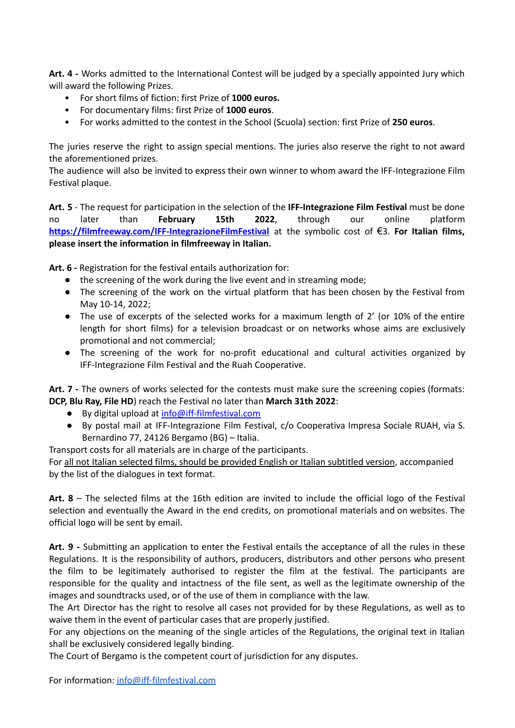**Art. 4 -** Works admitted to the International Contest will be judged by a specially appointed Jury which will award the following Prizes.

- For short films of fiction: first Prize of **1000 euros.**
- For documentary films: first Prize of **1000 euros**.
- For works admitted to the contest in the School (Scuola) section: first Prize of **250 euros**.

The juries reserve the right to assign special mentions. The juries also reserve the right to not award the aforementioned prizes.
The audience will also be invited to express their own winner to whom award the IFF-Integrazione Film Festival plaque.

**Art. 5** - The request for participation in the selection of the **IFF-Integrazione Film Festival** must be done no later than **February 15th 2022**, through our online platform **https://filmfreeway.com/IFF-IntegrazioneFilmFestival** at the symbolic cost of €3. **For Italian films, please insert the information in filmfreeway in Italian.**

**Art. 6 -** Registration for the festival entails authorization for:

- the screening of the work during the live event and in streaming mode;
- The screening of the work on the virtual platform that has been chosen by the Festival from May 10-14, 2022;
- The use of excerpts of the selected works for a maximum length of 2' (or 10% of the entire length for short films) for a television broadcast or on networks whose aims are exclusively promotional and not commercial;
- The screening of the work for no-profit educational and cultural activities organized by IFF-Integrazione Film Festival and the Ruah Cooperative.

**Art. 7 -** The owners of works selected for the contests must make sure the screening copies (formats: **DCP, Blu Ray, File HD**) reach the Festival no later than **March 31th 2022**:

- By digital upload at info@iff-filmfestival.com
- By postal mail at IFF-Integrazione Film Festival, c/o Cooperativa Impresa Sociale RUAH, via S. Bernardino 77, 24126 Bergamo (BG) – Italia.

Transport costs for all materials are in charge of the participants.
For all not Italian selected films, should be provided English or Italian subtitled version, accompanied by the list of the dialogues in text format.

**Art. 8** – The selected films at the 16th edition are invited to include the official logo of the Festival selection and eventually the Award in the end credits, on promotional materials and on websites. The official logo will be sent by email.

**Art. 9 -** Submitting an application to enter the Festival entails the acceptance of all the rules in these Regulations. It is the responsibility of authors, producers, distributors and other persons who present the film to be legitimately authorised to register the film at the festival. The participants are responsible for the quality and intactness of the file sent, as well as the legitimate ownership of the images and soundtracks used, or of the use of them in compliance with the law.
The Art Director has the right to resolve all cases not provided for by these Regulations, as well as to waive them in the event of particular cases that are properly justified.
For any objections on the meaning of the single articles of the Regulations, the original text in Italian shall be exclusively considered legally binding.
The Court of Bergamo is the competent court of jurisdiction for any disputes.

For information: info@iff-filmfestival.com